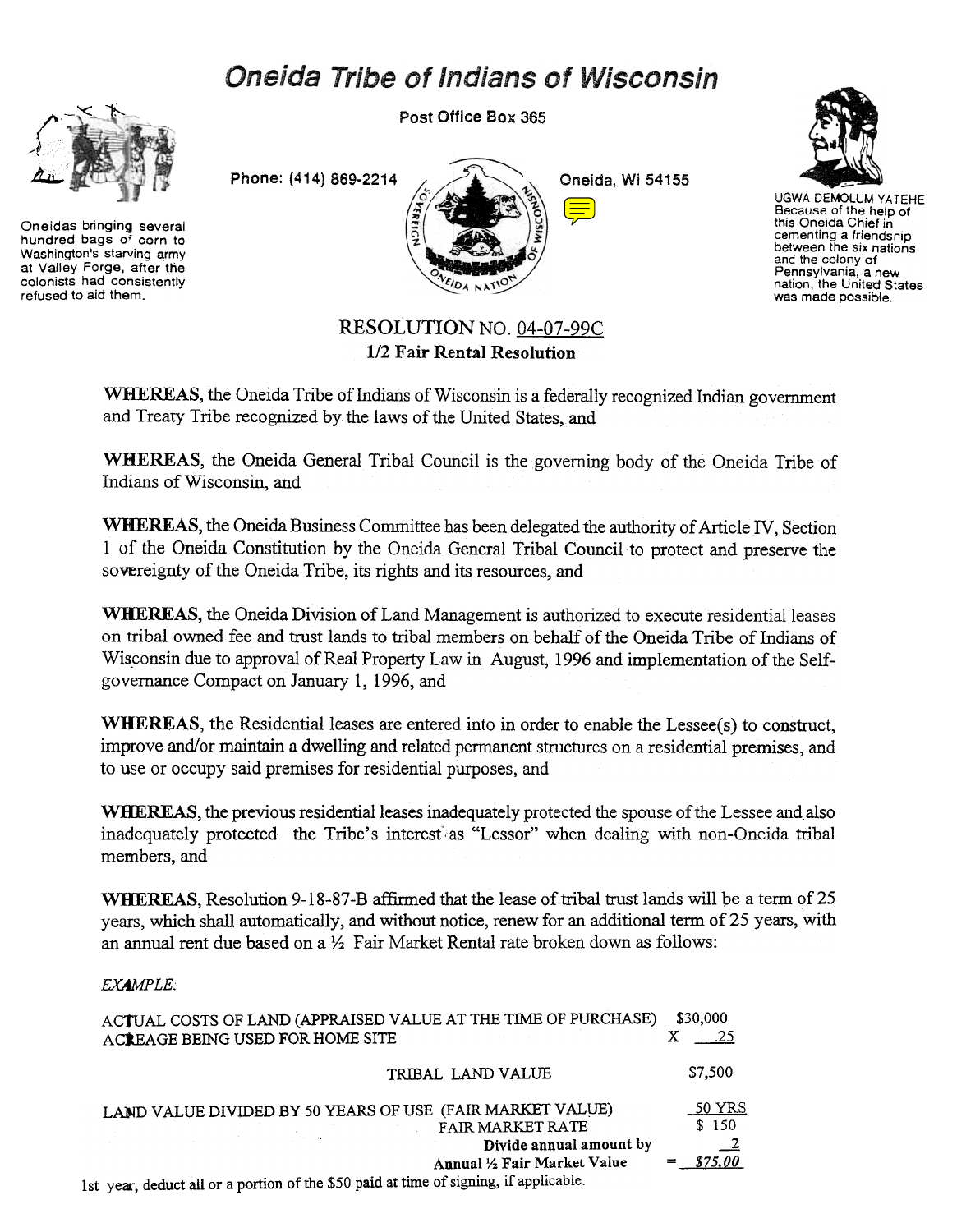# Oneida Tribe of Indians of Wisconsin

Post Office Box 365

Phone: (414) 869-2214

Oneida, Wi 54155

Oneidas bringing several hundred bags of corn to Washington's starving army at Valley Forge, after the colonists had consistently refused to aid them.

UGWA DEMOLUM YATEHE Because of the help of this Oneida Chief in cementing a friendship between the six nations and the colony of Pennsylvania, a new nation, the United States was made possible.

## RESOLUTION NO. 04-07-99C

**1/2 Fair Rental Resolution**

**WHEREAS**, the Oneida Tribe of Indians of Wisconsin is a federally recognized Indian government and Treaty Tribe recognized by the laws of the United States, and

**WHEREAS**, the Oneida General Tribal Council is the governing body of the Oneida Tribe of Indians of Wisconsin, and

**WHEREAS**, the Oneida Business Committee has been delegated the authority of Article IV, Section 1 of the Oneida Constitution by the Oneida General Tribal Council to protect and preserve the sovereignty of the Oneida Tribe, its rights and its resources, and

**WHEREAS**, the Oneida Division of Land Management is authorized to execute residential leases on tribal owned fee and trust lands to tribal members on behalf of the Oneida Tribe of Indians of Wisconsin due to approval of Real Property Law in August, 1996 and implementation of the Self-governance Compact on January 1, 1996, and

**WHEREAS**, the Residential leases are entered into in order to enable the Lessee(s) to construct, improve and/or maintain a dwelling and related permanent structures on a residential premises, and to use or occupy said premises for residential purposes, and

**WHEREAS**, the previous residential leases inadequately protected the spouse of the Lessee and also inadequately protected the Tribe's interest as "Lessor" when dealing with non-Oneida tribal members, and

**WHEREAS**, Resolution 9-18-87-B affirmed that the lease of tribal trust lands will be a term of 25 years, which shall automatically, and without notice, renew for an additional term of 25 years, with an annual rent due based on a ½ Fair Market Rental rate broken down as follows:

*EXAMPLE:*

| | |
|---|---|
| ACTUAL COSTS OF LAND (APPRAISED VALUE AT THE TIME OF PURCHASE) | $30,000 |
| ACREAGE BEING USED FOR HOME SITE | X .25 |
| TRIBAL LAND VALUE | $7,500 |
| LAND VALUE DIVIDED BY 50 YEARS OF USE (FAIR MARKET VALUE) | 50 YRS |
| FAIR MARKET RATE | $ 150 |
| **Divide annual amount by** | 2 |
| **Annual ½ Fair Market Value** | = *$75.00* |

1st year, deduct all or a portion of the $50 paid at time of signing, if applicable.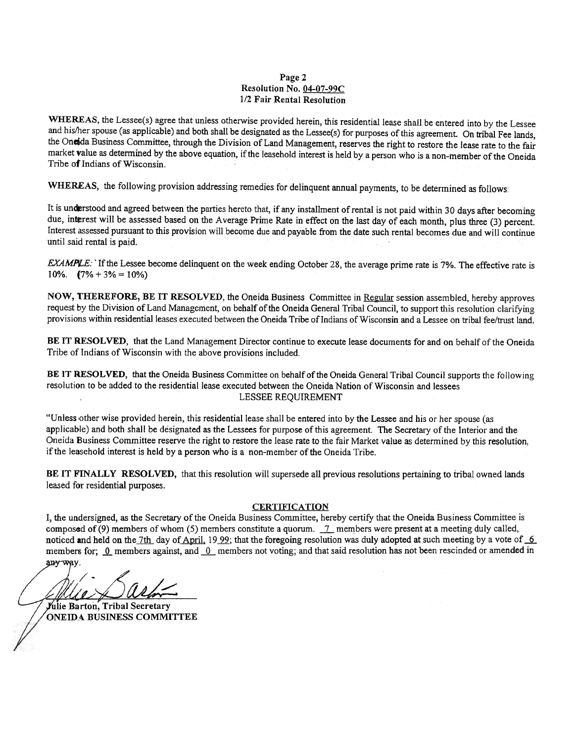Page 2
Resolution No. 04-07-99C
1/2 Fair Rental Resolution

**WHEREAS,** the Lessee(s) agree that unless otherwise provided herein, this residential lease shall be entered into by the Lessee and his/her spouse (as applicable) and both shall be designated as the Lessee(s) for purposes of this agreement. On tribal Fee lands, the Oneida Business Committee, through the Division of Land Management, reserves the right to restore the lease rate to the fair market value as determined by the above equation, if the leasehold interest is held by a person who is a non-member of the Oneida Tribe of Indians of Wisconsin.

**WHEREAS,** the following provision addressing remedies for delinquent annual payments, to be determined as follows:

It is understood and agreed between the parties hereto that, if any installment of rental is not paid within 30 days after becoming due, interest will be assessed based on the Average Prime Rate in effect on the last day of each month, plus three (3) percent. Interest assessed pursuant to this provision will become due and payable from the date such rental becomes due and will continue until said rental is paid.

*EXAMPLE:* If the Lessee become delinquent on the week ending October 28, the average prime rate is 7%. The effective rate is 10%. (7% + 3% = 10%)

**NOW, THEREFORE, BE IT RESOLVED,** the Oneida Business Committee in Regular session assembled, hereby approves request by the Division of Land Management, on behalf of the Oneida General Tribal Council, to support this resolution clarifying provisions within residential leases executed between the Oneida Tribe of Indians of Wisconsin and a Lessee on tribal fee/trust land.

**BE IT RESOLVED,** that the Land Management Director continue to execute lease documents for and on behalf of the Oneida Tribe of Indians of Wisconsin with the above provisions included.

**BE IT RESOLVED,** that the Oneida Business Committee on behalf of the Oneida General Tribal Council supports the following resolution to be added to the residential lease executed between the Oneida Nation of Wisconsin and lessees

LESSEE REQUIREMENT

"Unless other wise provided herein, this residential lease shall be entered into by the Lessee and his or her spouse (as applicable) and both shall be designated as the Lessees for purpose of this agreement. The Secretary of the Interior and the Oneida Business Committee reserve the right to restore the lease rate to the fair Market value as determined by this resolution, if the leasehold interest is held by a person who is a non-member of the Oneida Tribe.

**BE IT FINALLY RESOLVED,** that this resolution will supersede all previous resolutions pertaining to tribal owned lands leased for residential purposes.

## CERTIFICATION

I, the undersigned, as the Secretary of the Oneida Business Committee, hereby certify that the Oneida Business Committee is composed of (9) members of whom (5) members constitute a quorum. 7 members were present at a meeting duly called, noticed and held on the 7th day of April, 1999; that the foregoing resolution was duly adopted at such meeting by a vote of 6 members for; 0 members against, and 0 members not voting; and that said resolution has not been rescinded or amended in any way.

**Julie Barton, Tribal Secretary**
**ONEIDA BUSINESS COMMITTEE**